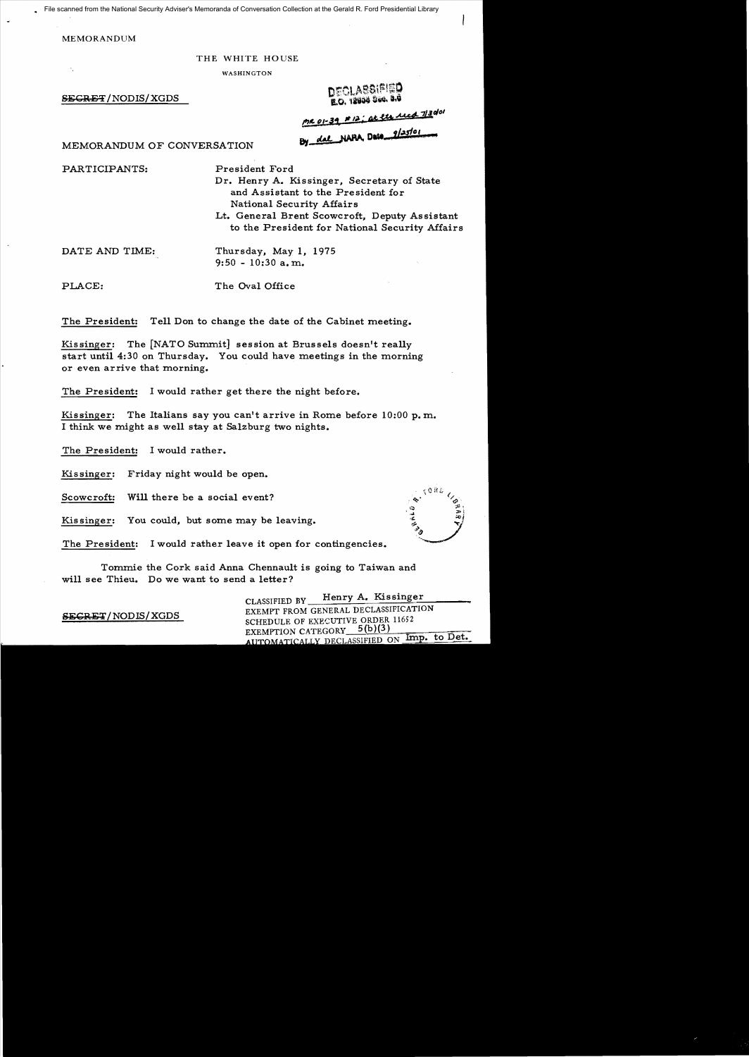File scanned from the National Security Adviser's Memoranda of Conversation Collection at the Gerald R. Ford Presidential Library

MEMORANDUM

THE WHITE HOUSE

WASHINGTON

~~SECRET~~/NODIS/XGDS

DECLASSIFIED
E.O. 12958 Sec. 3.6

MR 01-39 #12; at ltr 7/3/01

By dal NARA, Date 9/25/01

MEMORANDUM OF CONVERSATION

PARTICIPANTS: President Ford
Dr. Henry A. Kissinger, Secretary of State and Assistant to the President for National Security Affairs
Lt. General Brent Scowcroft, Deputy Assistant to the President for National Security Affairs

DATE AND TIME: Thursday, May 1, 1975
9:50 - 10:30 a.m.

PLACE: The Oval Office

The President: Tell Don to change the date of the Cabinet meeting.

Kissinger: The [NATO Summit] session at Brussels doesn't really start until 4:30 on Thursday. You could have meetings in the morning or even arrive that morning.

The President: I would rather get there the night before.

Kissinger: The Italians say you can't arrive in Rome before 10:00 p.m. I think we might as well stay at Salzburg two nights.

The President: I would rather.

Kissinger: Friday night would be open.

Scowcroft: Will there be a social event?

Kissinger: You could, but some may be leaving.

The President: I would rather leave it open for contingencies.

Tommie the Cork said Anna Chennault is going to Taiwan and will see Thieu. Do we want to send a letter?

~~SECRET~~/NODIS/XGDS

CLASSIFIED BY Henry A. Kissinger
EXEMPT FROM GENERAL DECLASSIFICATION SCHEDULE OF EXECUTIVE ORDER 11652
EXEMPTION CATEGORY 5(b)(3)
AUTOMATICALLY DECLASSIFIED ON Imp. to Det.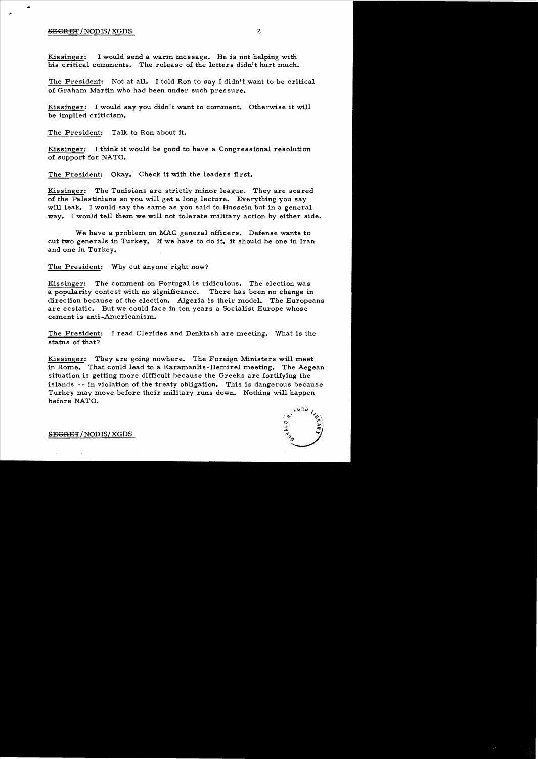**Kissinger:** I would send a warm message. He is not helping with his critical comments. The release of the letters didn't hurt much.

**The President:** Not at all. I told Ron to say I didn't want to be critical of Graham Martin who had been under such pressure.

**Kissinger:** I would say you didn't want to comment. Otherwise it will be implied criticism.

**The President:** Talk to Ron about it.

**Kissinger:** I think it would be good to have a Congressional resolution of support for NATO.

**The President:** Okay. Check it with the leaders first.

**Kissinger:** The Tunisians are strictly minor league. They are scared of the Palestinians so you will get a long lecture. Everything you say will leak. I would say the same as you said to Hussein but in a general way. I would tell them we will not tolerate military action by either side.

We have a problem on MAG general officers. Defense wants to cut two generals in Turkey. If we have to do it, it should be one in Iran and one in Turkey.

**The President:** Why cut anyone right now?

**Kissinger:** The comment on Portugal is ridiculous. The election was a popularity contest with no significance. There has been no change in direction because of the election. Algeria is their model. The Europeans are ecstatic. But we could face in ten years a Socialist Europe whose cement is anti-Americanism.

**The President:** I read Clerides and Denktash are meeting. What is the status of that?

**Kissinger:** They are going nowhere. The Foreign Ministers will meet in Rome. That could lead to a Karamanlis-Demirel meeting. The Aegean situation is getting more difficult because the Greeks are fortifying the islands -- in violation of the treaty obligation. This is dangerous because Turkey may move before their military runs down. Nothing will happen before NATO.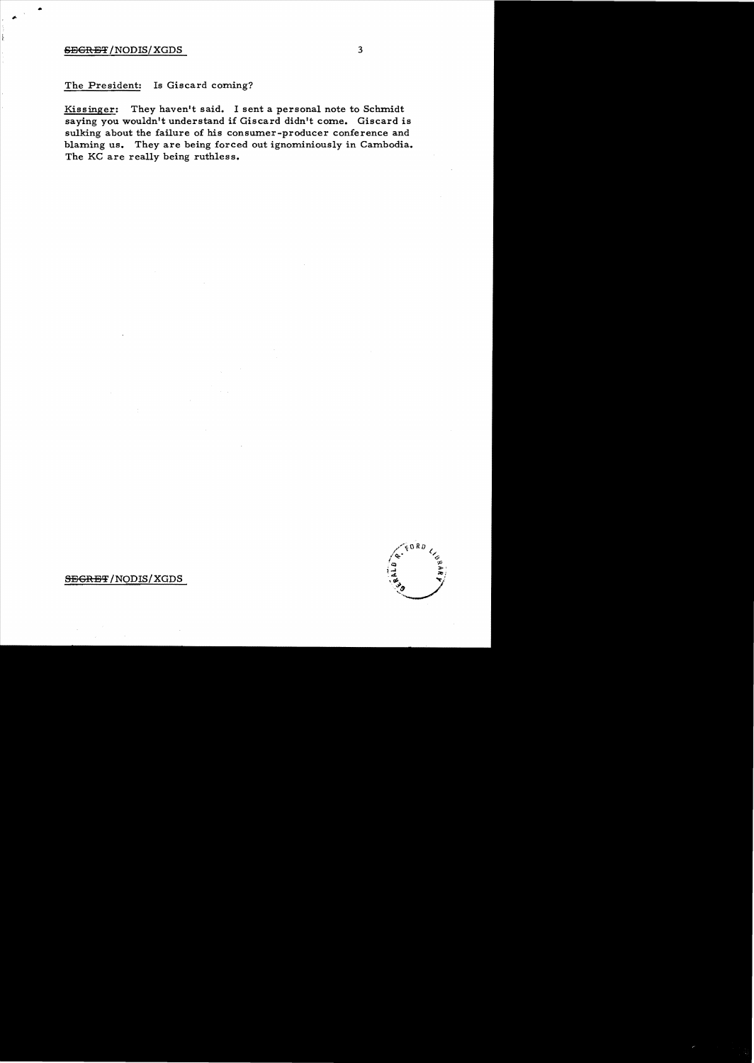The President: Is Giscard coming?

Kissinger: They haven't said. I sent a personal note to Schmidt saying you wouldn't understand if Giscard didn't come. Giscard is sulking about the failure of his consumer-producer conference and blaming us. They are being forced out ignominiously in Cambodia. The KC are really being ruthless.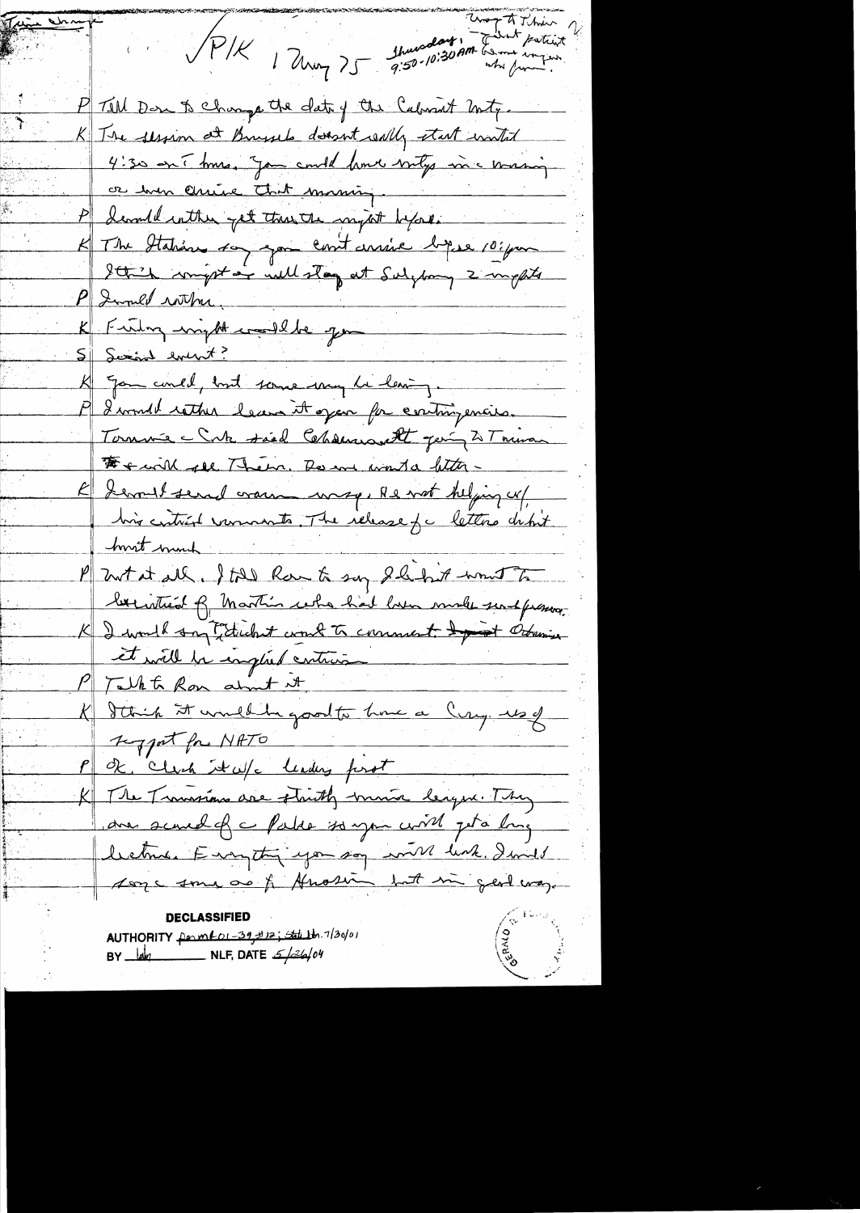Time change

P/K 1 May 75 Thursday, 9:50-10:30 AM

Wrap to Tuesday? What patient person wants [illegible]

P Tell Don to change the date of the Cabinet Mtg.

K The session at Brussels doesn't really start until 4:30 our time. You could have mtgs in a morning or even arrive that morning.

P I would rather get there the night before.

K The Italians say you can't arrive before 10 pm. I think maybe we will stay at Salzburg 2 nights.

P I would rather.

K Friday night would be your

S Social event?

K You could, but some may be leaving.

P I would rather leave it open for contingencies. Tommie - Cork said Ceausescu is going to Truman & will see Them. Romania wants a letter.

K I would send warm msg. He not helping us/ his critical comments. The release of a letters didn't hurt much.

P Not at all. I told Ron to say I didn't want to be critical of Martin who had been under such pressure.

K I would say I didn't want to comment. Otherwise it will be implied criticism.

P Talk to Ron about it.

K I think it would be good to have a Cong. res of support for NATO

P Ok. Check it w/ leaders first.

K The Tunisians are strictly minor league. They are scared of a Paleo so you will get a long lecture. Everything you say will leak. I would say some are pro Arabs but in general way.

**DECLASSIFIED**

AUTHORITY per mr 01-39 #12; State Ltr. 7/30/01

BY [illegible] NLF, DATE 5/26/04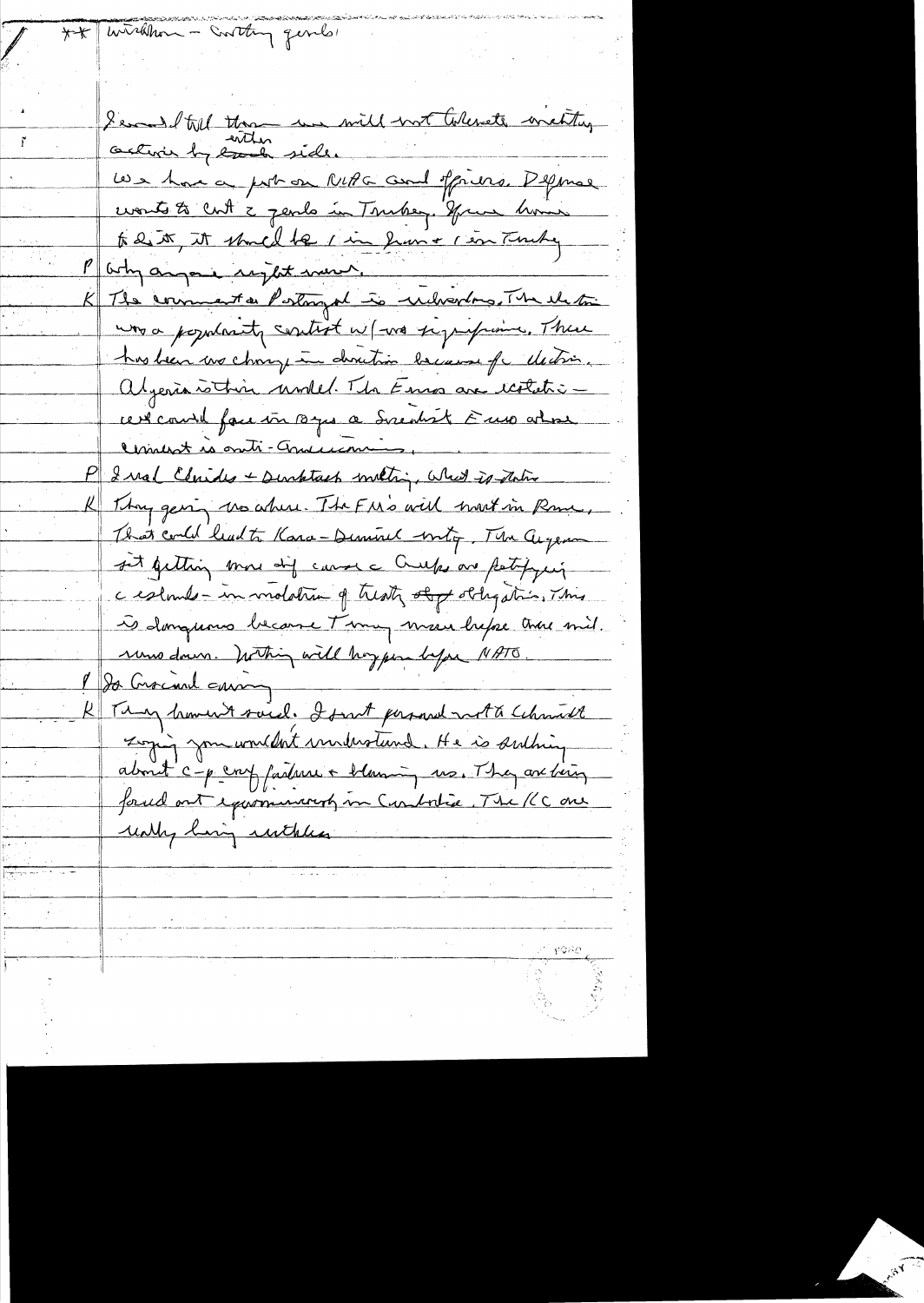** Withdrawn — Cutting generals

Second I tell them we will not tolerate military action by either side.

We have a problem on NATO command officers. Defense wants to cut 2 generals in Turkey. If we have to do it, it should be 1 in Greece + 1 in Turkey

P Why anyone might want.

K The comment on Portugal is ridiculous. The election was a popularity contest w/ no significance. There has been no change in direction because of election. Algeria is their model. The Euros are ecstatic — we could face in 5 yrs a Socialist Euro whose cement is anti-Americanism.

P Israel Clerides + Denktash meeting. What is status

K They going no where. The FM's will meet in Rome. That could lead to Kara-Demirel mtg. The Aegean + it getting more dif cause Greeks are fortifying c islands — in violation of treaty obligations. This is dangerous because Turkey may move before their mil. runs down. Nothing will happen before NATO.

P Is Gromyko coming

K They haven't said. I don't personally want to. Schmidt saying you wouldn't understand. He is sulking about C-P conf failure + blaming us. They are being forced out equivocally in Cambodia. The KC are really being ruthless